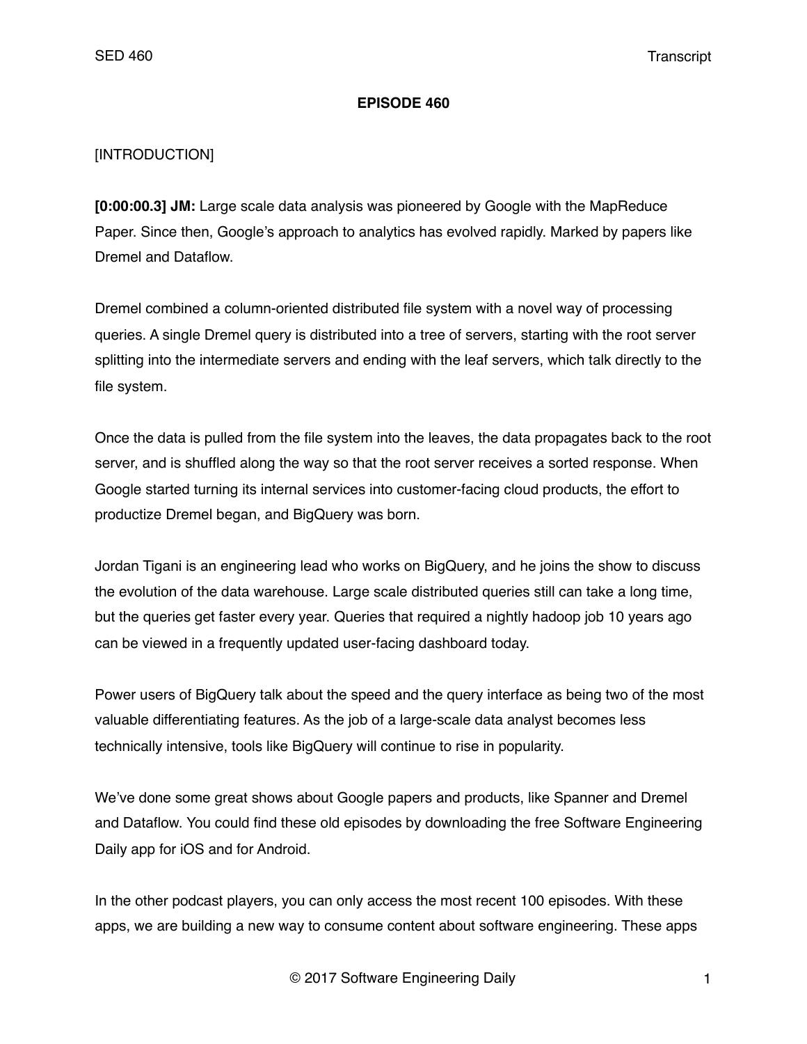**EPISODE 460**

[INTRODUCTION]

**[0:00:00.3] JM:** Large scale data analysis was pioneered by Google with the MapReduce Paper. Since then, Google's approach to analytics has evolved rapidly. Marked by papers like Dremel and Dataflow.

Dremel combined a column-oriented distributed file system with a novel way of processing queries. A single Dremel query is distributed into a tree of servers, starting with the root server splitting into the intermediate servers and ending with the leaf servers, which talk directly to the file system.

Once the data is pulled from the file system into the leaves, the data propagates back to the root server, and is shuffled along the way so that the root server receives a sorted response. When Google started turning its internal services into customer-facing cloud products, the effort to productize Dremel began, and BigQuery was born.

Jordan Tigani is an engineering lead who works on BigQuery, and he joins the show to discuss the evolution of the data warehouse. Large scale distributed queries still can take a long time, but the queries get faster every year. Queries that required a nightly hadoop job 10 years ago can be viewed in a frequently updated user-facing dashboard today.

Power users of BigQuery talk about the speed and the query interface as being two of the most valuable differentiating features. As the job of a large-scale data analyst becomes less technically intensive, tools like BigQuery will continue to rise in popularity.

We've done some great shows about Google papers and products, like Spanner and Dremel and Dataflow. You could find these old episodes by downloading the free Software Engineering Daily app for iOS and for Android.

In the other podcast players, you can only access the most recent 100 episodes. With these apps, we are building a new way to consume content about software engineering. These apps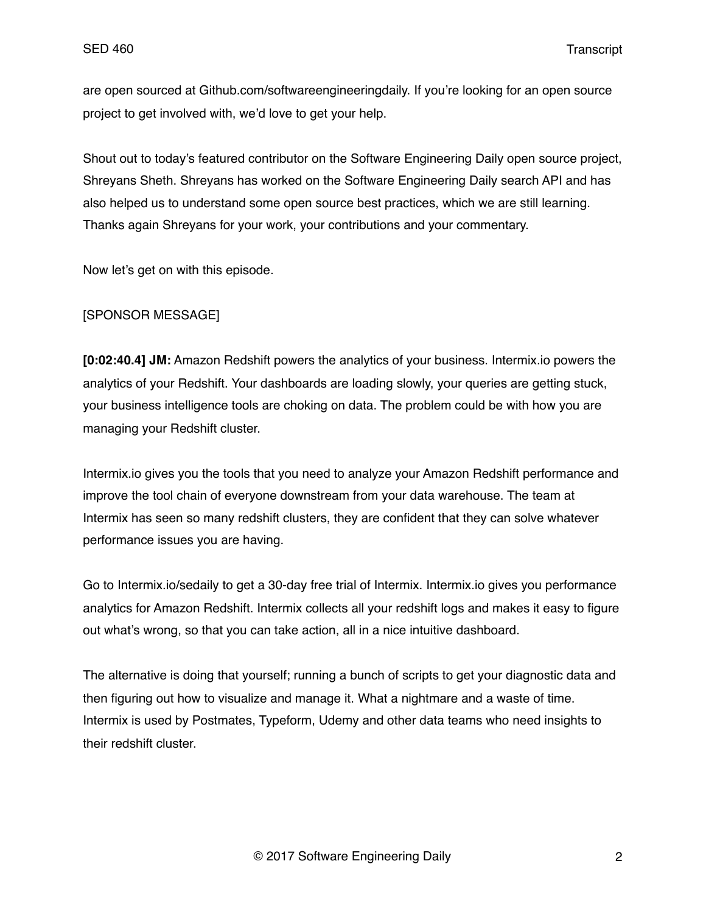are open sourced at Github.com/softwareengineeringdaily. If you're looking for an open source project to get involved with, we'd love to get your help.

Shout out to today's featured contributor on the Software Engineering Daily open source project, Shreyans Sheth. Shreyans has worked on the Software Engineering Daily search API and has also helped us to understand some open source best practices, which we are still learning. Thanks again Shreyans for your work, your contributions and your commentary.

Now let's get on with this episode.

[SPONSOR MESSAGE]

**[0:02:40.4] JM:** Amazon Redshift powers the analytics of your business. Intermix.io powers the analytics of your Redshift. Your dashboards are loading slowly, your queries are getting stuck, your business intelligence tools are choking on data. The problem could be with how you are managing your Redshift cluster.

Intermix.io gives you the tools that you need to analyze your Amazon Redshift performance and improve the tool chain of everyone downstream from your data warehouse. The team at Intermix has seen so many redshift clusters, they are confident that they can solve whatever performance issues you are having.

Go to Intermix.io/sedaily to get a 30-day free trial of Intermix. Intermix.io gives you performance analytics for Amazon Redshift. Intermix collects all your redshift logs and makes it easy to figure out what's wrong, so that you can take action, all in a nice intuitive dashboard.

The alternative is doing that yourself; running a bunch of scripts to get your diagnostic data and then figuring out how to visualize and manage it. What a nightmare and a waste of time. Intermix is used by Postmates, Typeform, Udemy and other data teams who need insights to their redshift cluster.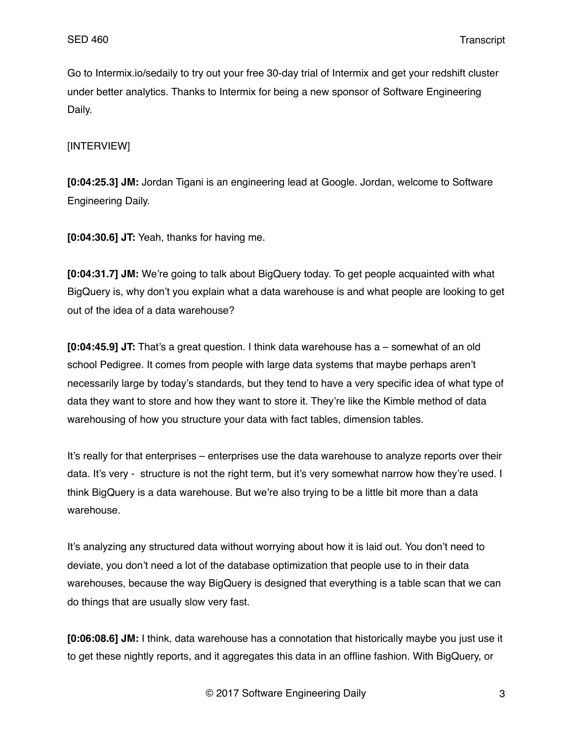Go to Intermix.io/sedaily to try out your free 30-day trial of Intermix and get your redshift cluster under better analytics. Thanks to Intermix for being a new sponsor of Software Engineering Daily.

[INTERVIEW]

**[0:04:25.3] JM:** Jordan Tigani is an engineering lead at Google. Jordan, welcome to Software Engineering Daily.

**[0:04:30.6] JT:** Yeah, thanks for having me.

**[0:04:31.7] JM:** We're going to talk about BigQuery today. To get people acquainted with what BigQuery is, why don't you explain what a data warehouse is and what people are looking to get out of the idea of a data warehouse?

**[0:04:45.9] JT:** That's a great question. I think data warehouse has a – somewhat of an old school Pedigree. It comes from people with large data systems that maybe perhaps aren't necessarily large by today's standards, but they tend to have a very specific idea of what type of data they want to store and how they want to store it. They're like the Kimble method of data warehousing of how you structure your data with fact tables, dimension tables.

It's really for that enterprises – enterprises use the data warehouse to analyze reports over their data. It's very - structure is not the right term, but it's very somewhat narrow how they're used. I think BigQuery is a data warehouse. But we're also trying to be a little bit more than a data warehouse.

It's analyzing any structured data without worrying about how it is laid out. You don't need to deviate, you don't need a lot of the database optimization that people use to in their data warehouses, because the way BigQuery is designed that everything is a table scan that we can do things that are usually slow very fast.

**[0:06:08.6] JM:** I think, data warehouse has a connotation that historically maybe you just use it to get these nightly reports, and it aggregates this data in an offline fashion. With BigQuery, or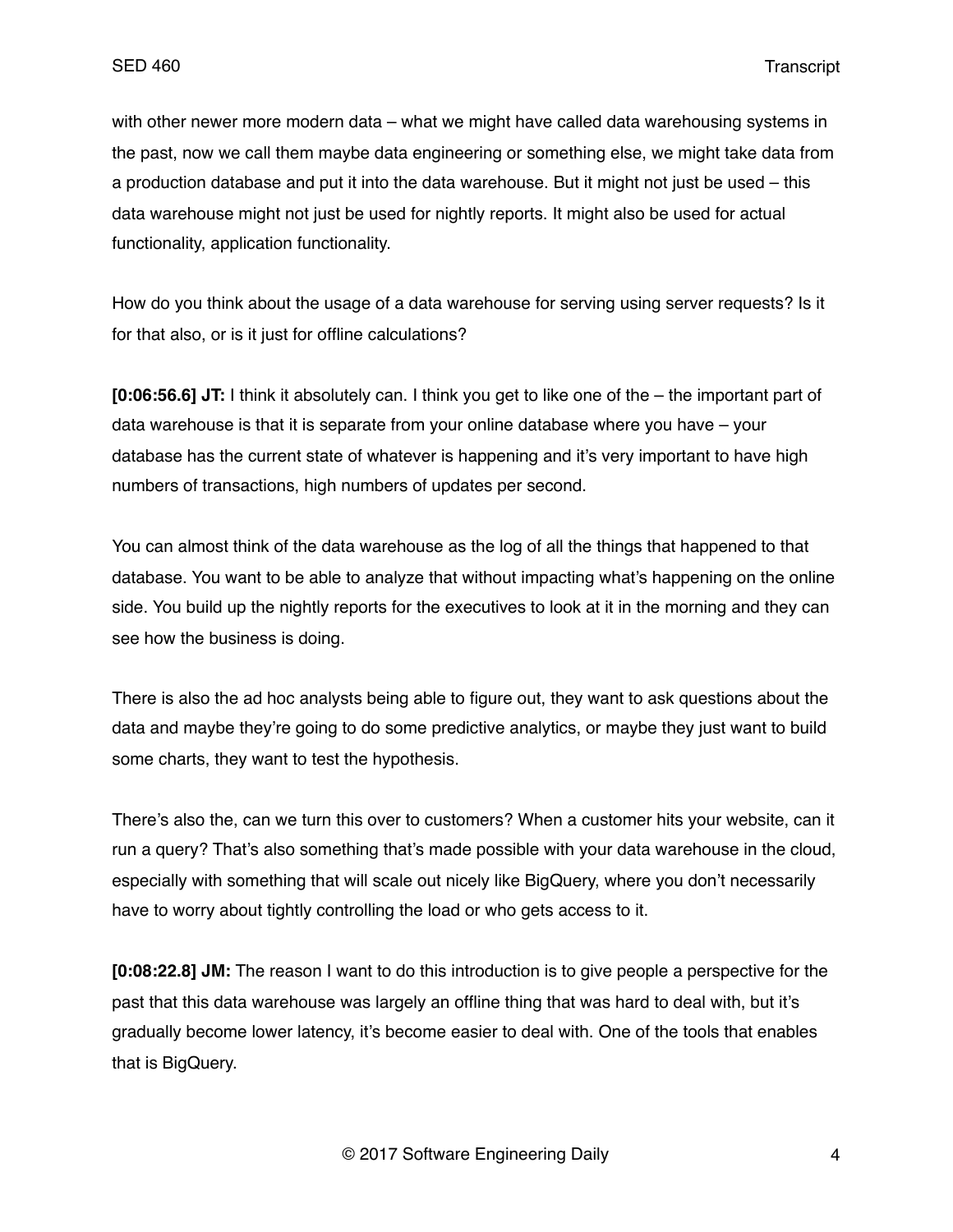with other newer more modern data – what we might have called data warehousing systems in the past, now we call them maybe data engineering or something else, we might take data from a production database and put it into the data warehouse. But it might not just be used – this data warehouse might not just be used for nightly reports. It might also be used for actual functionality, application functionality.

How do you think about the usage of a data warehouse for serving using server requests? Is it for that also, or is it just for offline calculations?

**[0:06:56.6] JT:** I think it absolutely can. I think you get to like one of the – the important part of data warehouse is that it is separate from your online database where you have – your database has the current state of whatever is happening and it's very important to have high numbers of transactions, high numbers of updates per second.

You can almost think of the data warehouse as the log of all the things that happened to that database. You want to be able to analyze that without impacting what's happening on the online side. You build up the nightly reports for the executives to look at it in the morning and they can see how the business is doing.

There is also the ad hoc analysts being able to figure out, they want to ask questions about the data and maybe they're going to do some predictive analytics, or maybe they just want to build some charts, they want to test the hypothesis.

There's also the, can we turn this over to customers? When a customer hits your website, can it run a query? That's also something that's made possible with your data warehouse in the cloud, especially with something that will scale out nicely like BigQuery, where you don't necessarily have to worry about tightly controlling the load or who gets access to it.

**[0:08:22.8] JM:** The reason I want to do this introduction is to give people a perspective for the past that this data warehouse was largely an offline thing that was hard to deal with, but it's gradually become lower latency, it's become easier to deal with. One of the tools that enables that is BigQuery.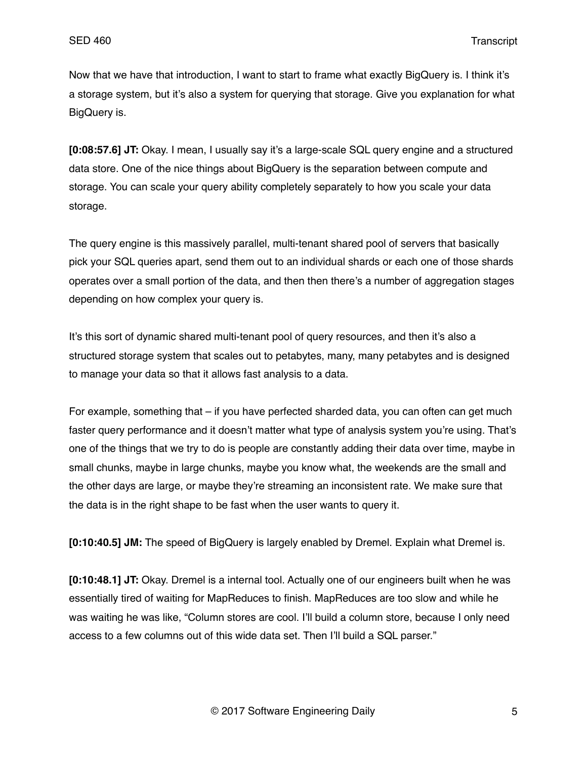Now that we have that introduction, I want to start to frame what exactly BigQuery is. I think it's a storage system, but it's also a system for querying that storage. Give you explanation for what BigQuery is.

**[0:08:57.6] JT:** Okay. I mean, I usually say it's a large-scale SQL query engine and a structured data store. One of the nice things about BigQuery is the separation between compute and storage. You can scale your query ability completely separately to how you scale your data storage.

The query engine is this massively parallel, multi-tenant shared pool of servers that basically pick your SQL queries apart, send them out to an individual shards or each one of those shards operates over a small portion of the data, and then then there's a number of aggregation stages depending on how complex your query is.

It's this sort of dynamic shared multi-tenant pool of query resources, and then it's also a structured storage system that scales out to petabytes, many, many petabytes and is designed to manage your data so that it allows fast analysis to a data.

For example, something that – if you have perfected sharded data, you can often can get much faster query performance and it doesn't matter what type of analysis system you're using. That's one of the things that we try to do is people are constantly adding their data over time, maybe in small chunks, maybe in large chunks, maybe you know what, the weekends are the small and the other days are large, or maybe they're streaming an inconsistent rate. We make sure that the data is in the right shape to be fast when the user wants to query it.

**[0:10:40.5] JM:** The speed of BigQuery is largely enabled by Dremel. Explain what Dremel is.

**[0:10:48.1] JT:** Okay. Dremel is a internal tool. Actually one of our engineers built when he was essentially tired of waiting for MapReduces to finish. MapReduces are too slow and while he was waiting he was like, "Column stores are cool. I'll build a column store, because I only need access to a few columns out of this wide data set. Then I'll build a SQL parser."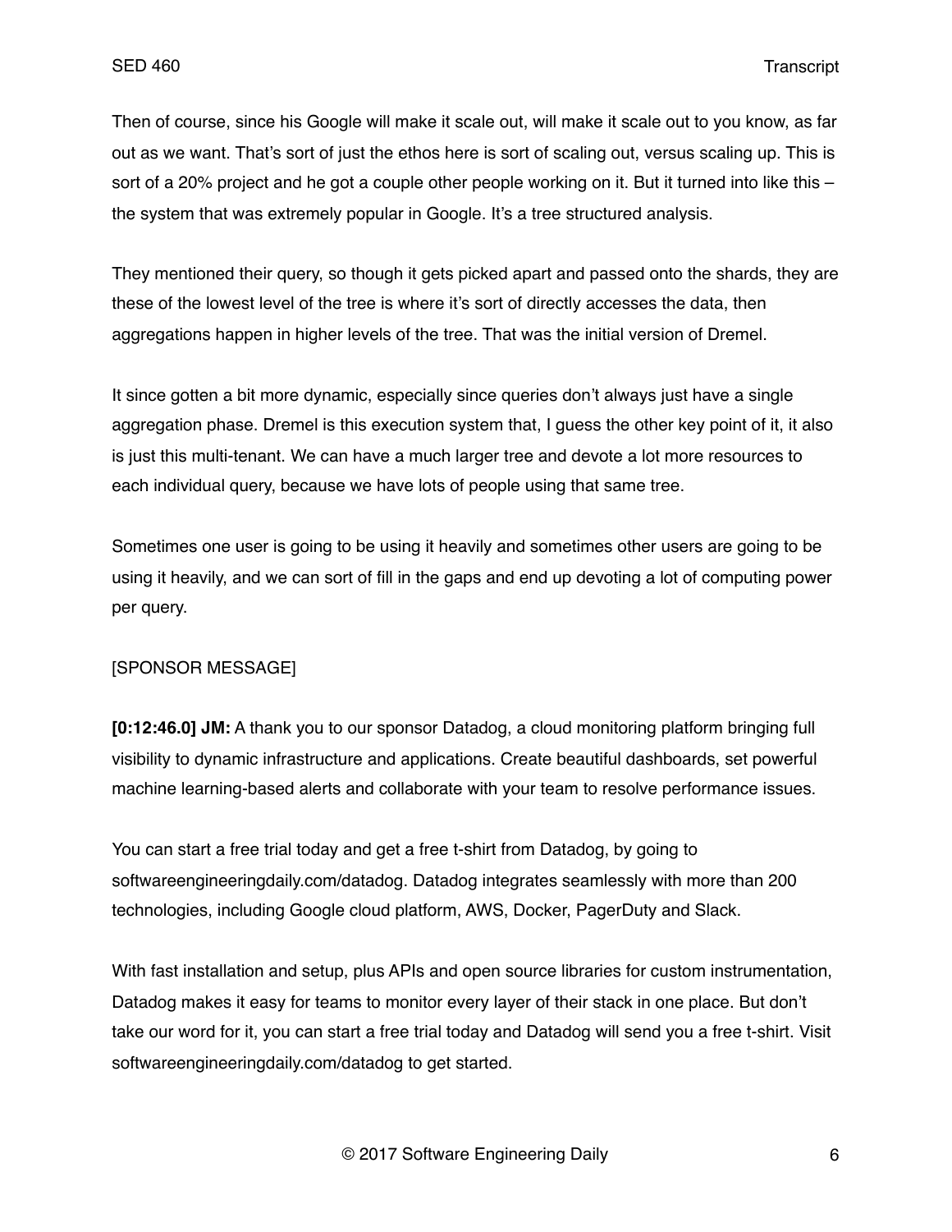Then of course, since his Google will make it scale out, will make it scale out to you know, as far out as we want. That's sort of just the ethos here is sort of scaling out, versus scaling up. This is sort of a 20% project and he got a couple other people working on it. But it turned into like this – the system that was extremely popular in Google. It's a tree structured analysis.

They mentioned their query, so though it gets picked apart and passed onto the shards, they are these of the lowest level of the tree is where it's sort of directly accesses the data, then aggregations happen in higher levels of the tree. That was the initial version of Dremel.

It since gotten a bit more dynamic, especially since queries don't always just have a single aggregation phase. Dremel is this execution system that, I guess the other key point of it, it also is just this multi-tenant. We can have a much larger tree and devote a lot more resources to each individual query, because we have lots of people using that same tree.

Sometimes one user is going to be using it heavily and sometimes other users are going to be using it heavily, and we can sort of fill in the gaps and end up devoting a lot of computing power per query.

[SPONSOR MESSAGE]

**[0:12:46.0] JM:** A thank you to our sponsor Datadog, a cloud monitoring platform bringing full visibility to dynamic infrastructure and applications. Create beautiful dashboards, set powerful machine learning-based alerts and collaborate with your team to resolve performance issues.

You can start a free trial today and get a free t-shirt from Datadog, by going to softwareengineeringdaily.com/datadog. Datadog integrates seamlessly with more than 200 technologies, including Google cloud platform, AWS, Docker, PagerDuty and Slack.

With fast installation and setup, plus APIs and open source libraries for custom instrumentation, Datadog makes it easy for teams to monitor every layer of their stack in one place. But don't take our word for it, you can start a free trial today and Datadog will send you a free t-shirt. Visit softwareengineeringdaily.com/datadog to get started.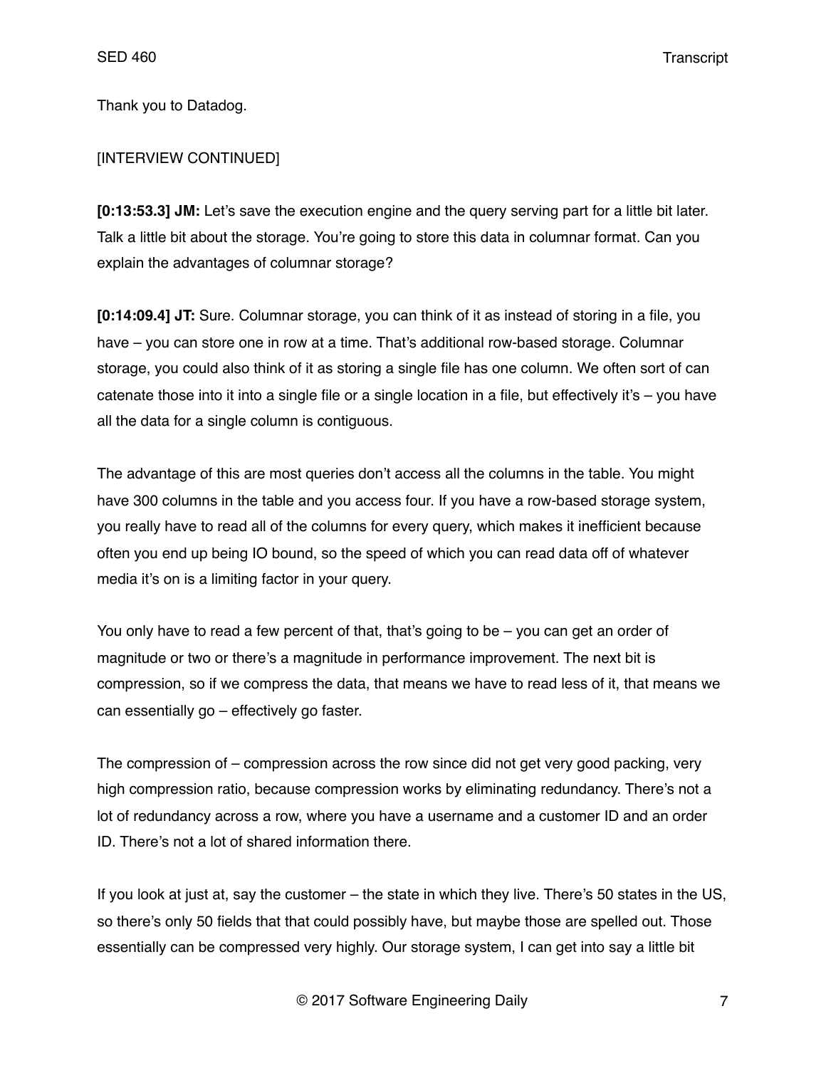Thank you to Datadog.

[INTERVIEW CONTINUED]

**[0:13:53.3] JM:** Let's save the execution engine and the query serving part for a little bit later. Talk a little bit about the storage. You're going to store this data in columnar format. Can you explain the advantages of columnar storage?

**[0:14:09.4] JT:** Sure. Columnar storage, you can think of it as instead of storing in a file, you have – you can store one in row at a time. That's additional row-based storage. Columnar storage, you could also think of it as storing a single file has one column. We often sort of can catenate those into it into a single file or a single location in a file, but effectively it's – you have all the data for a single column is contiguous.

The advantage of this are most queries don't access all the columns in the table. You might have 300 columns in the table and you access four. If you have a row-based storage system, you really have to read all of the columns for every query, which makes it inefficient because often you end up being IO bound, so the speed of which you can read data off of whatever media it's on is a limiting factor in your query.

You only have to read a few percent of that, that's going to be – you can get an order of magnitude or two or there's a magnitude in performance improvement. The next bit is compression, so if we compress the data, that means we have to read less of it, that means we can essentially go – effectively go faster.

The compression of – compression across the row since did not get very good packing, very high compression ratio, because compression works by eliminating redundancy. There's not a lot of redundancy across a row, where you have a username and a customer ID and an order ID. There's not a lot of shared information there.

If you look at just at, say the customer – the state in which they live. There's 50 states in the US, so there's only 50 fields that that could possibly have, but maybe those are spelled out. Those essentially can be compressed very highly. Our storage system, I can get into say a little bit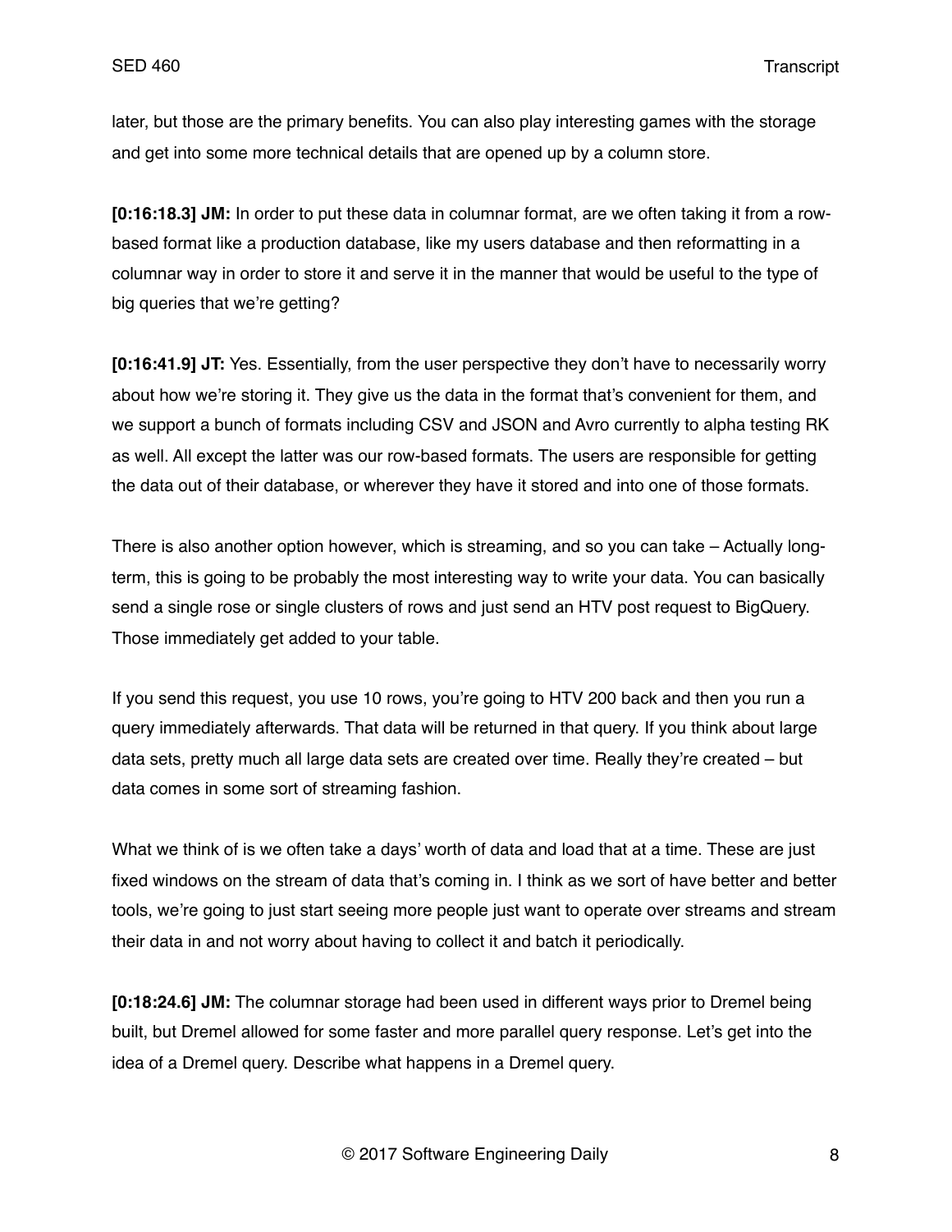later, but those are the primary benefits. You can also play interesting games with the storage and get into some more technical details that are opened up by a column store.

**[0:16:18.3] JM:** In order to put these data in columnar format, are we often taking it from a row-based format like a production database, like my users database and then reformatting in a columnar way in order to store it and serve it in the manner that would be useful to the type of big queries that we're getting?

**[0:16:41.9] JT:** Yes. Essentially, from the user perspective they don't have to necessarily worry about how we're storing it. They give us the data in the format that's convenient for them, and we support a bunch of formats including CSV and JSON and Avro currently to alpha testing RK as well. All except the latter was our row-based formats. The users are responsible for getting the data out of their database, or wherever they have it stored and into one of those formats.

There is also another option however, which is streaming, and so you can take – Actually long-term, this is going to be probably the most interesting way to write your data. You can basically send a single rose or single clusters of rows and just send an HTV post request to BigQuery. Those immediately get added to your table.

If you send this request, you use 10 rows, you're going to HTV 200 back and then you run a query immediately afterwards. That data will be returned in that query. If you think about large data sets, pretty much all large data sets are created over time. Really they're created – but data comes in some sort of streaming fashion.

What we think of is we often take a days' worth of data and load that at a time. These are just fixed windows on the stream of data that's coming in. I think as we sort of have better and better tools, we're going to just start seeing more people just want to operate over streams and stream their data in and not worry about having to collect it and batch it periodically.

**[0:18:24.6] JM:** The columnar storage had been used in different ways prior to Dremel being built, but Dremel allowed for some faster and more parallel query response. Let's get into the idea of a Dremel query. Describe what happens in a Dremel query.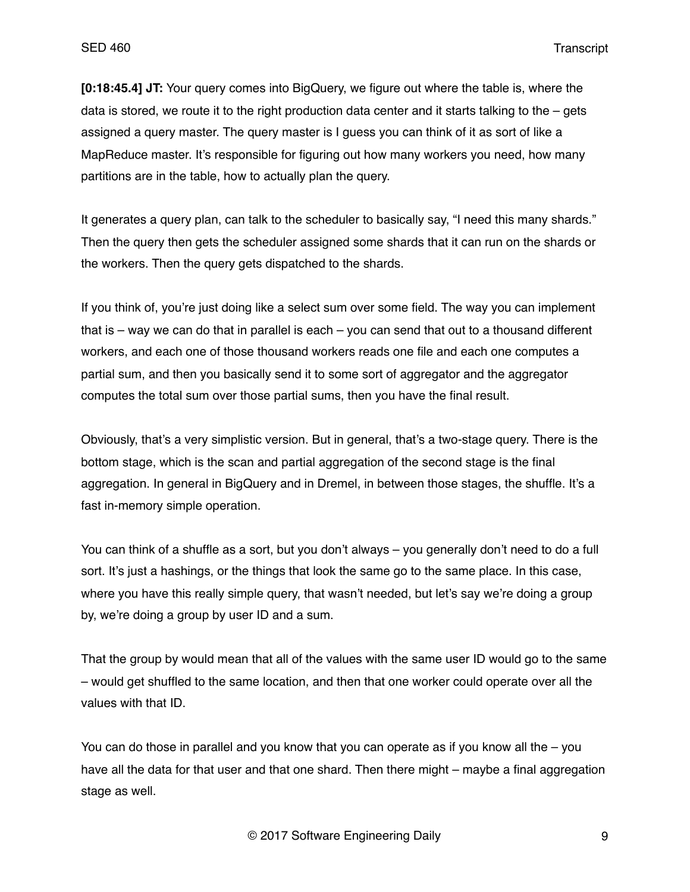**[0:18:45.4] JT:** Your query comes into BigQuery, we figure out where the table is, where the data is stored, we route it to the right production data center and it starts talking to the – gets assigned a query master. The query master is I guess you can think of it as sort of like a MapReduce master. It's responsible for figuring out how many workers you need, how many partitions are in the table, how to actually plan the query.

It generates a query plan, can talk to the scheduler to basically say, "I need this many shards." Then the query then gets the scheduler assigned some shards that it can run on the shards or the workers. Then the query gets dispatched to the shards.

If you think of, you're just doing like a select sum over some field. The way you can implement that is – way we can do that in parallel is each – you can send that out to a thousand different workers, and each one of those thousand workers reads one file and each one computes a partial sum, and then you basically send it to some sort of aggregator and the aggregator computes the total sum over those partial sums, then you have the final result.

Obviously, that's a very simplistic version. But in general, that's a two-stage query. There is the bottom stage, which is the scan and partial aggregation of the second stage is the final aggregation. In general in BigQuery and in Dremel, in between those stages, the shuffle. It's a fast in-memory simple operation.

You can think of a shuffle as a sort, but you don't always – you generally don't need to do a full sort. It's just a hashings, or the things that look the same go to the same place. In this case, where you have this really simple query, that wasn't needed, but let's say we're doing a group by, we're doing a group by user ID and a sum.

That the group by would mean that all of the values with the same user ID would go to the same – would get shuffled to the same location, and then that one worker could operate over all the values with that ID.

You can do those in parallel and you know that you can operate as if you know all the – you have all the data for that user and that one shard. Then there might – maybe a final aggregation stage as well.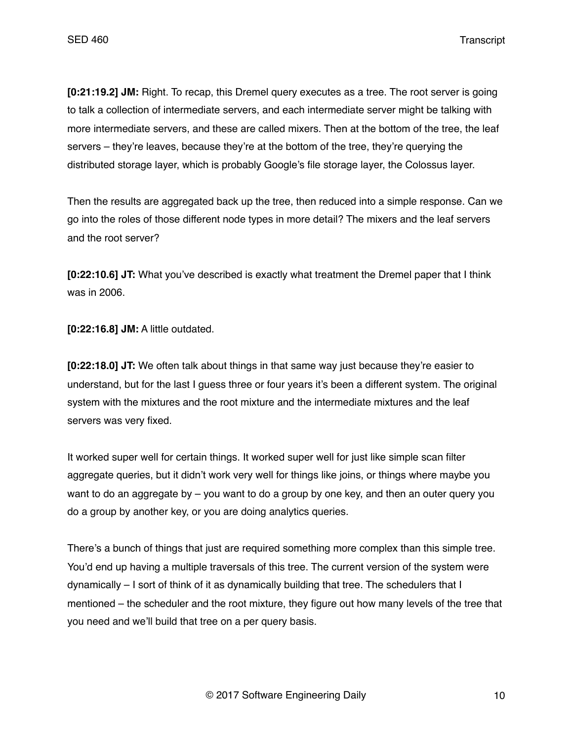**[0:21:19.2] JM:** Right. To recap, this Dremel query executes as a tree. The root server is going to talk a collection of intermediate servers, and each intermediate server might be talking with more intermediate servers, and these are called mixers. Then at the bottom of the tree, the leaf servers – they're leaves, because they're at the bottom of the tree, they're querying the distributed storage layer, which is probably Google's file storage layer, the Colossus layer.

Then the results are aggregated back up the tree, then reduced into a simple response. Can we go into the roles of those different node types in more detail? The mixers and the leaf servers and the root server?

**[0:22:10.6] JT:** What you've described is exactly what treatment the Dremel paper that I think was in 2006.

**[0:22:16.8] JM:** A little outdated.

**[0:22:18.0] JT:** We often talk about things in that same way just because they're easier to understand, but for the last I guess three or four years it's been a different system. The original system with the mixtures and the root mixture and the intermediate mixtures and the leaf servers was very fixed.

It worked super well for certain things. It worked super well for just like simple scan filter aggregate queries, but it didn't work very well for things like joins, or things where maybe you want to do an aggregate by – you want to do a group by one key, and then an outer query you do a group by another key, or you are doing analytics queries.

There's a bunch of things that just are required something more complex than this simple tree. You'd end up having a multiple traversals of this tree. The current version of the system were dynamically – I sort of think of it as dynamically building that tree. The schedulers that I mentioned – the scheduler and the root mixture, they figure out how many levels of the tree that you need and we'll build that tree on a per query basis.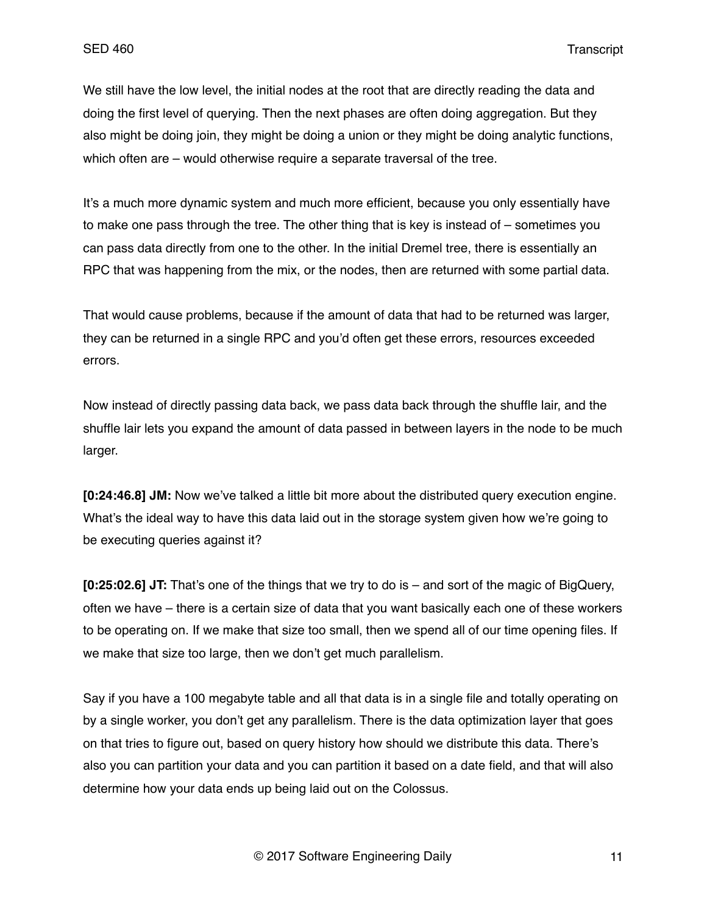We still have the low level, the initial nodes at the root that are directly reading the data and doing the first level of querying. Then the next phases are often doing aggregation. But they also might be doing join, they might be doing a union or they might be doing analytic functions, which often are – would otherwise require a separate traversal of the tree.

It's a much more dynamic system and much more efficient, because you only essentially have to make one pass through the tree. The other thing that is key is instead of – sometimes you can pass data directly from one to the other. In the initial Dremel tree, there is essentially an RPC that was happening from the mix, or the nodes, then are returned with some partial data.

That would cause problems, because if the amount of data that had to be returned was larger, they can be returned in a single RPC and you'd often get these errors, resources exceeded errors.

Now instead of directly passing data back, we pass data back through the shuffle lair, and the shuffle lair lets you expand the amount of data passed in between layers in the node to be much larger.

**[0:24:46.8] JM:** Now we've talked a little bit more about the distributed query execution engine. What's the ideal way to have this data laid out in the storage system given how we're going to be executing queries against it?

**[0:25:02.6] JT:** That's one of the things that we try to do is – and sort of the magic of BigQuery, often we have – there is a certain size of data that you want basically each one of these workers to be operating on. If we make that size too small, then we spend all of our time opening files. If we make that size too large, then we don't get much parallelism.

Say if you have a 100 megabyte table and all that data is in a single file and totally operating on by a single worker, you don't get any parallelism. There is the data optimization layer that goes on that tries to figure out, based on query history how should we distribute this data. There's also you can partition your data and you can partition it based on a date field, and that will also determine how your data ends up being laid out on the Colossus.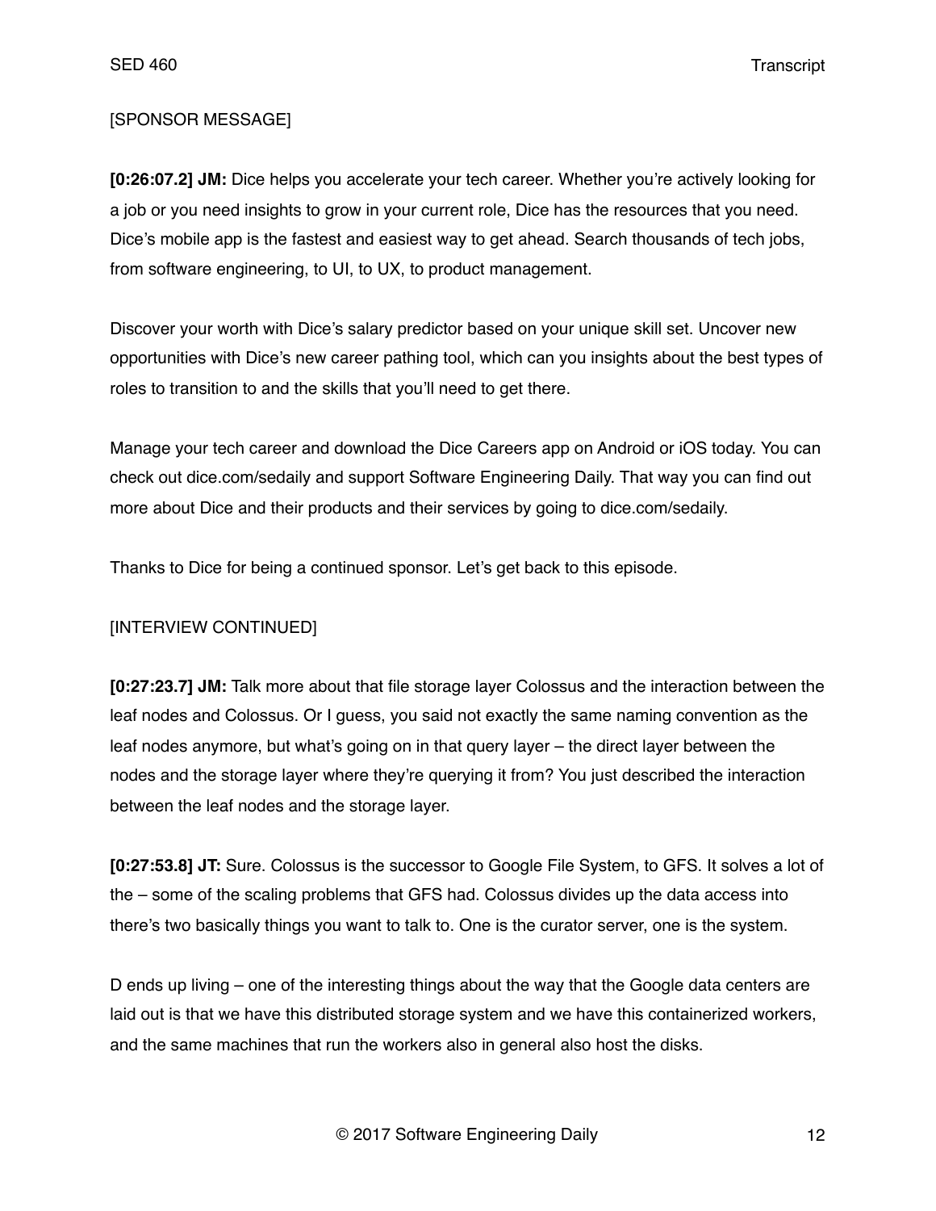[SPONSOR MESSAGE]

**[0:26:07.2] JM:** Dice helps you accelerate your tech career. Whether you're actively looking for a job or you need insights to grow in your current role, Dice has the resources that you need. Dice's mobile app is the fastest and easiest way to get ahead. Search thousands of tech jobs, from software engineering, to UI, to UX, to product management.

Discover your worth with Dice's salary predictor based on your unique skill set. Uncover new opportunities with Dice's new career pathing tool, which can you insights about the best types of roles to transition to and the skills that you'll need to get there.

Manage your tech career and download the Dice Careers app on Android or iOS today. You can check out dice.com/sedaily and support Software Engineering Daily. That way you can find out more about Dice and their products and their services by going to dice.com/sedaily.

Thanks to Dice for being a continued sponsor. Let's get back to this episode.

[INTERVIEW CONTINUED]

**[0:27:23.7] JM:** Talk more about that file storage layer Colossus and the interaction between the leaf nodes and Colossus. Or I guess, you said not exactly the same naming convention as the leaf nodes anymore, but what's going on in that query layer – the direct layer between the nodes and the storage layer where they're querying it from? You just described the interaction between the leaf nodes and the storage layer.

**[0:27:53.8] JT:** Sure. Colossus is the successor to Google File System, to GFS. It solves a lot of the – some of the scaling problems that GFS had. Colossus divides up the data access into there's two basically things you want to talk to. One is the curator server, one is the system.

D ends up living – one of the interesting things about the way that the Google data centers are laid out is that we have this distributed storage system and we have this containerized workers, and the same machines that run the workers also in general also host the disks.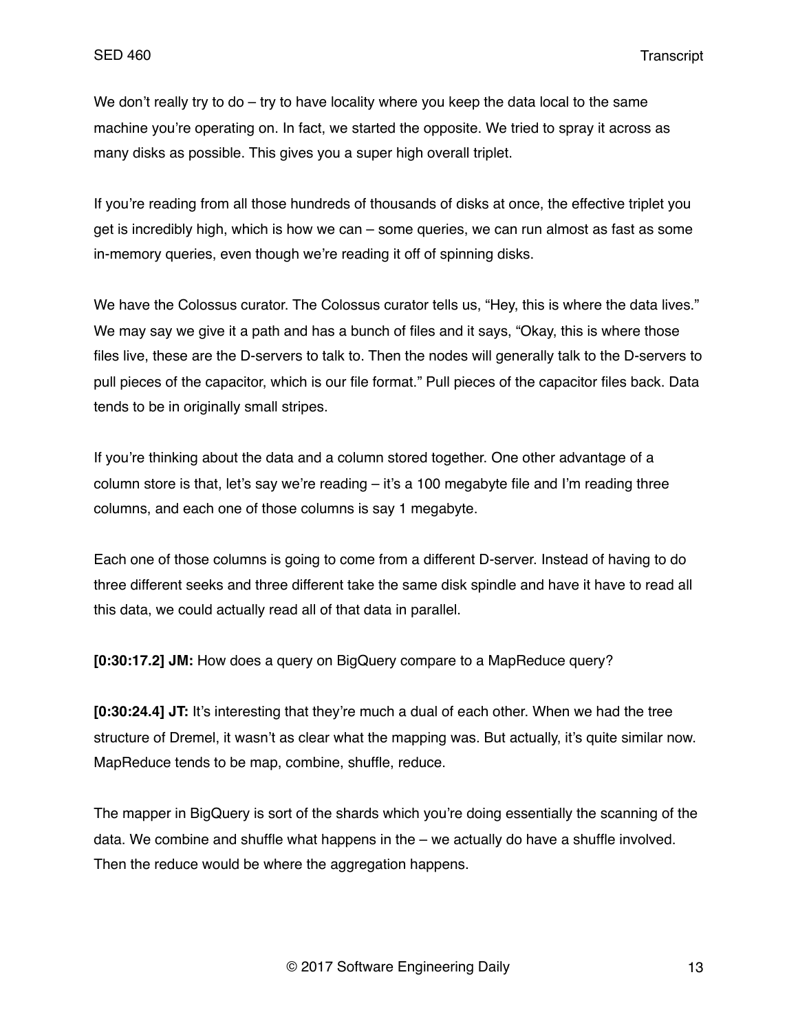We don't really try to do – try to have locality where you keep the data local to the same machine you're operating on. In fact, we started the opposite. We tried to spray it across as many disks as possible. This gives you a super high overall triplet.

If you're reading from all those hundreds of thousands of disks at once, the effective triplet you get is incredibly high, which is how we can – some queries, we can run almost as fast as some in-memory queries, even though we're reading it off of spinning disks.

We have the Colossus curator. The Colossus curator tells us, "Hey, this is where the data lives." We may say we give it a path and has a bunch of files and it says, "Okay, this is where those files live, these are the D-servers to talk to. Then the nodes will generally talk to the D-servers to pull pieces of the capacitor, which is our file format." Pull pieces of the capacitor files back. Data tends to be in originally small stripes.

If you're thinking about the data and a column stored together. One other advantage of a column store is that, let's say we're reading – it's a 100 megabyte file and I'm reading three columns, and each one of those columns is say 1 megabyte.

Each one of those columns is going to come from a different D-server. Instead of having to do three different seeks and three different take the same disk spindle and have it have to read all this data, we could actually read all of that data in parallel.

**[0:30:17.2] JM:** How does a query on BigQuery compare to a MapReduce query?

**[0:30:24.4] JT:** It's interesting that they're much a dual of each other. When we had the tree structure of Dremel, it wasn't as clear what the mapping was. But actually, it's quite similar now. MapReduce tends to be map, combine, shuffle, reduce.

The mapper in BigQuery is sort of the shards which you're doing essentially the scanning of the data. We combine and shuffle what happens in the – we actually do have a shuffle involved. Then the reduce would be where the aggregation happens.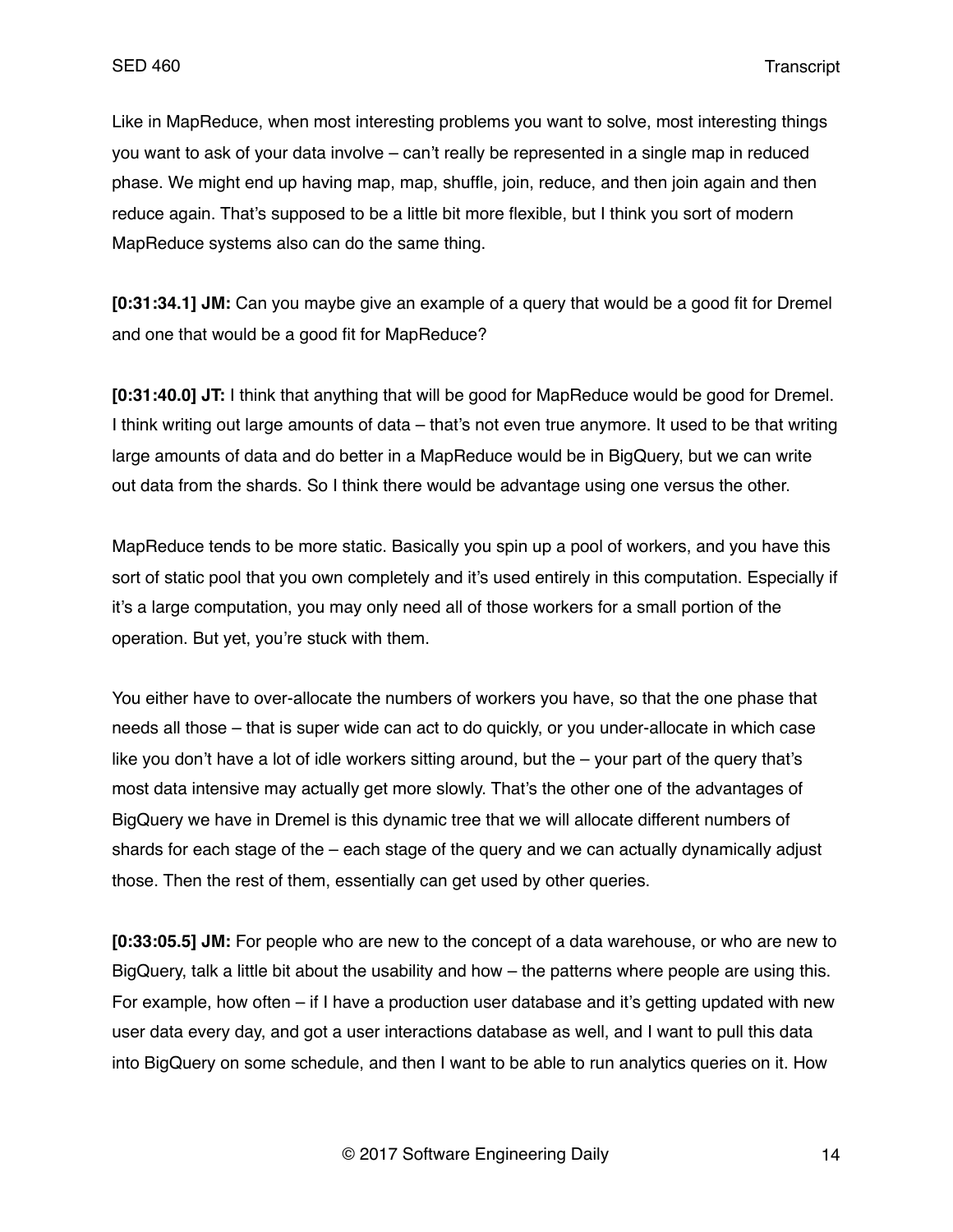Like in MapReduce, when most interesting problems you want to solve, most interesting things you want to ask of your data involve – can't really be represented in a single map in reduced phase. We might end up having map, map, shuffle, join, reduce, and then join again and then reduce again. That's supposed to be a little bit more flexible, but I think you sort of modern MapReduce systems also can do the same thing.

**[0:31:34.1] JM:** Can you maybe give an example of a query that would be a good fit for Dremel and one that would be a good fit for MapReduce?

**[0:31:40.0] JT:** I think that anything that will be good for MapReduce would be good for Dremel. I think writing out large amounts of data – that's not even true anymore. It used to be that writing large amounts of data and do better in a MapReduce would be in BigQuery, but we can write out data from the shards. So I think there would be advantage using one versus the other.

MapReduce tends to be more static. Basically you spin up a pool of workers, and you have this sort of static pool that you own completely and it's used entirely in this computation. Especially if it's a large computation, you may only need all of those workers for a small portion of the operation. But yet, you're stuck with them.

You either have to over-allocate the numbers of workers you have, so that the one phase that needs all those – that is super wide can act to do quickly, or you under-allocate in which case like you don't have a lot of idle workers sitting around, but the – your part of the query that's most data intensive may actually get more slowly. That's the other one of the advantages of BigQuery we have in Dremel is this dynamic tree that we will allocate different numbers of shards for each stage of the – each stage of the query and we can actually dynamically adjust those. Then the rest of them, essentially can get used by other queries.

**[0:33:05.5] JM:** For people who are new to the concept of a data warehouse, or who are new to BigQuery, talk a little bit about the usability and how – the patterns where people are using this. For example, how often – if I have a production user database and it's getting updated with new user data every day, and got a user interactions database as well, and I want to pull this data into BigQuery on some schedule, and then I want to be able to run analytics queries on it. How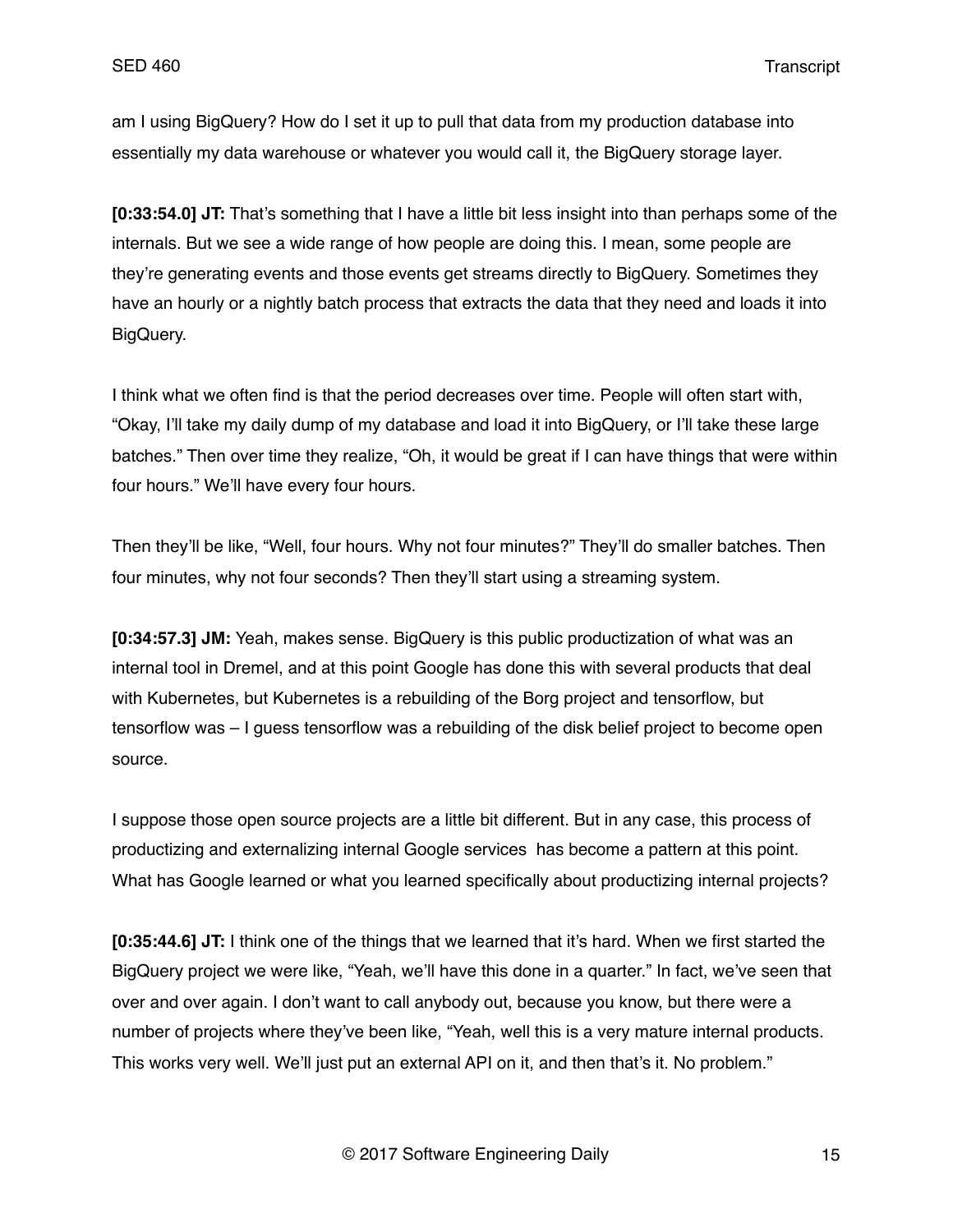am I using BigQuery? How do I set it up to pull that data from my production database into essentially my data warehouse or whatever you would call it, the BigQuery storage layer.

**[0:33:54.0] JT:** That's something that I have a little bit less insight into than perhaps some of the internals. But we see a wide range of how people are doing this. I mean, some people are they're generating events and those events get streams directly to BigQuery. Sometimes they have an hourly or a nightly batch process that extracts the data that they need and loads it into BigQuery.

I think what we often find is that the period decreases over time. People will often start with, "Okay, I'll take my daily dump of my database and load it into BigQuery, or I'll take these large batches." Then over time they realize, "Oh, it would be great if I can have things that were within four hours." We'll have every four hours.

Then they'll be like, "Well, four hours. Why not four minutes?" They'll do smaller batches. Then four minutes, why not four seconds? Then they'll start using a streaming system.

**[0:34:57.3] JM:** Yeah, makes sense. BigQuery is this public productization of what was an internal tool in Dremel, and at this point Google has done this with several products that deal with Kubernetes, but Kubernetes is a rebuilding of the Borg project and tensorflow, but tensorflow was – I guess tensorflow was a rebuilding of the disk belief project to become open source.

I suppose those open source projects are a little bit different. But in any case, this process of productizing and externalizing internal Google services has become a pattern at this point. What has Google learned or what you learned specifically about productizing internal projects?

**[0:35:44.6] JT:** I think one of the things that we learned that it's hard. When we first started the BigQuery project we were like, "Yeah, we'll have this done in a quarter." In fact, we've seen that over and over again. I don't want to call anybody out, because you know, but there were a number of projects where they've been like, "Yeah, well this is a very mature internal products. This works very well. We'll just put an external API on it, and then that's it. No problem."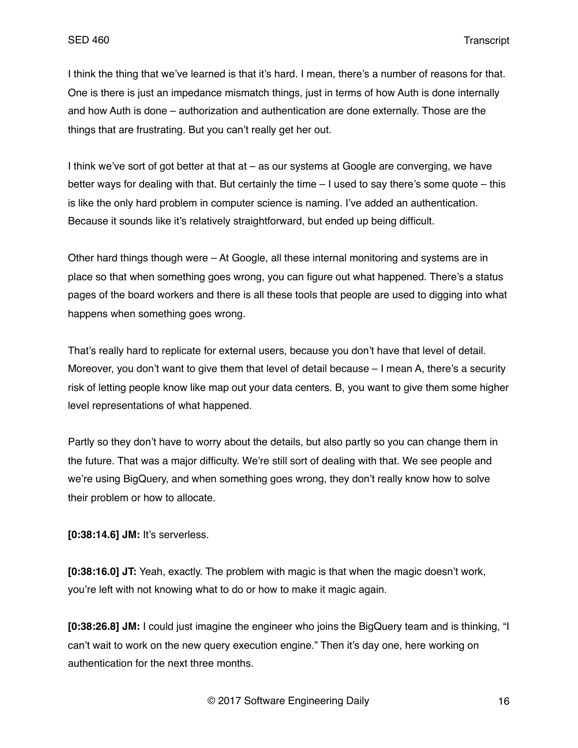I think the thing that we've learned is that it's hard. I mean, there's a number of reasons for that. One is there is just an impedance mismatch things, just in terms of how Auth is done internally and how Auth is done – authorization and authentication are done externally. Those are the things that are frustrating. But you can't really get her out.

I think we've sort of got better at that at – as our systems at Google are converging, we have better ways for dealing with that. But certainly the time – I used to say there's some quote – this is like the only hard problem in computer science is naming. I've added an authentication. Because it sounds like it's relatively straightforward, but ended up being difficult.

Other hard things though were – At Google, all these internal monitoring and systems are in place so that when something goes wrong, you can figure out what happened. There's a status pages of the board workers and there is all these tools that people are used to digging into what happens when something goes wrong.

That's really hard to replicate for external users, because you don't have that level of detail. Moreover, you don't want to give them that level of detail because – I mean A, there's a security risk of letting people know like map out your data centers. B, you want to give them some higher level representations of what happened.

Partly so they don't have to worry about the details, but also partly so you can change them in the future. That was a major difficulty. We're still sort of dealing with that. We see people and we're using BigQuery, and when something goes wrong, they don't really know how to solve their problem or how to allocate.

**[0:38:14.6] JM:** It's serverless.

**[0:38:16.0] JT:** Yeah, exactly. The problem with magic is that when the magic doesn't work, you're left with not knowing what to do or how to make it magic again.

**[0:38:26.8] JM:** I could just imagine the engineer who joins the BigQuery team and is thinking, "I can't wait to work on the new query execution engine." Then it's day one, here working on authentication for the next three months.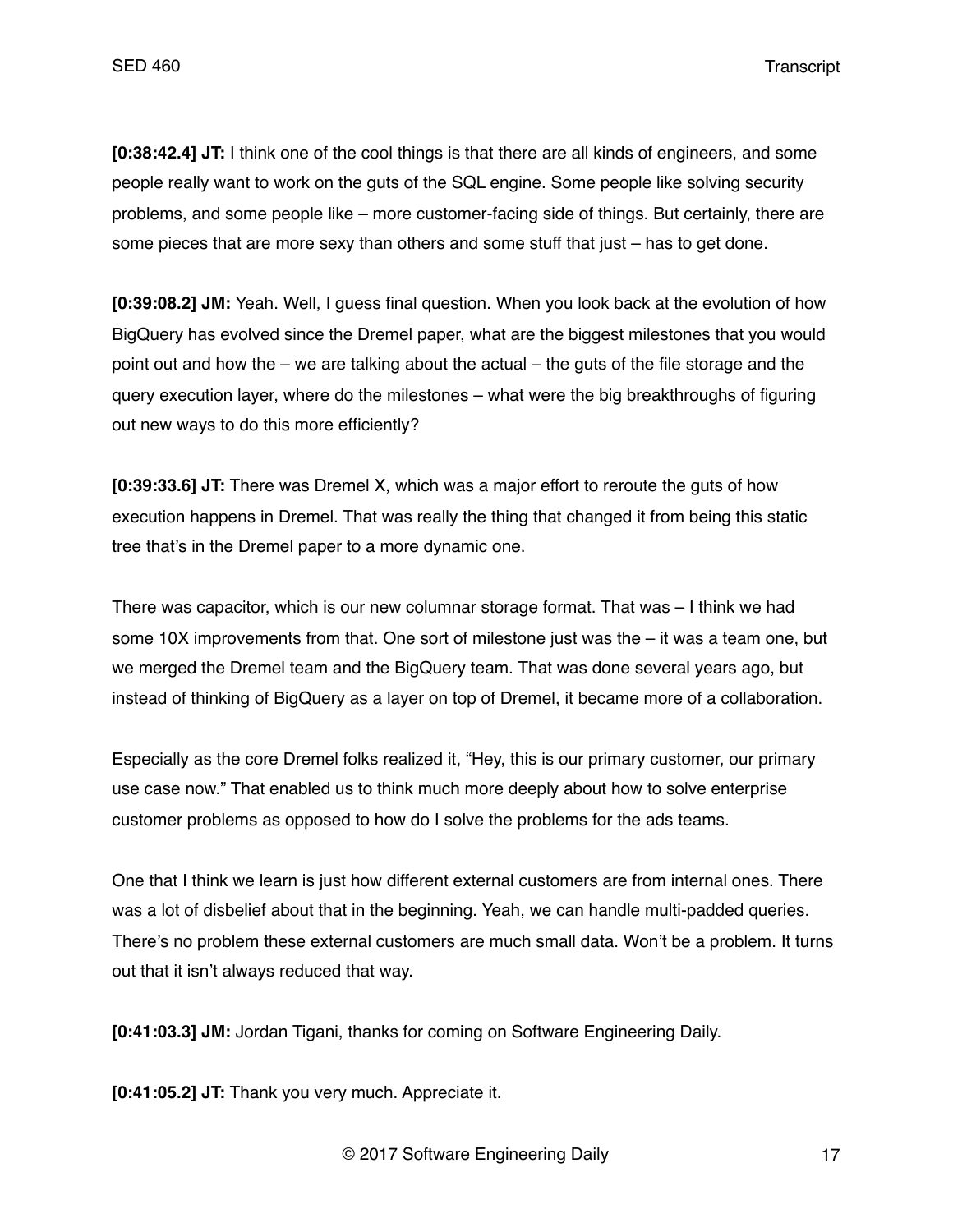**[0:38:42.4] JT:** I think one of the cool things is that there are all kinds of engineers, and some people really want to work on the guts of the SQL engine. Some people like solving security problems, and some people like – more customer-facing side of things. But certainly, there are some pieces that are more sexy than others and some stuff that just – has to get done.

**[0:39:08.2] JM:** Yeah. Well, I guess final question. When you look back at the evolution of how BigQuery has evolved since the Dremel paper, what are the biggest milestones that you would point out and how the – we are talking about the actual – the guts of the file storage and the query execution layer, where do the milestones – what were the big breakthroughs of figuring out new ways to do this more efficiently?

**[0:39:33.6] JT:** There was Dremel X, which was a major effort to reroute the guts of how execution happens in Dremel. That was really the thing that changed it from being this static tree that's in the Dremel paper to a more dynamic one.

There was capacitor, which is our new columnar storage format. That was – I think we had some 10X improvements from that. One sort of milestone just was the – it was a team one, but we merged the Dremel team and the BigQuery team. That was done several years ago, but instead of thinking of BigQuery as a layer on top of Dremel, it became more of a collaboration.

Especially as the core Dremel folks realized it, "Hey, this is our primary customer, our primary use case now." That enabled us to think much more deeply about how to solve enterprise customer problems as opposed to how do I solve the problems for the ads teams.

One that I think we learn is just how different external customers are from internal ones. There was a lot of disbelief about that in the beginning. Yeah, we can handle multi-padded queries. There's no problem these external customers are much small data. Won't be a problem. It turns out that it isn't always reduced that way.

**[0:41:03.3] JM:** Jordan Tigani, thanks for coming on Software Engineering Daily.

**[0:41:05.2] JT:** Thank you very much. Appreciate it.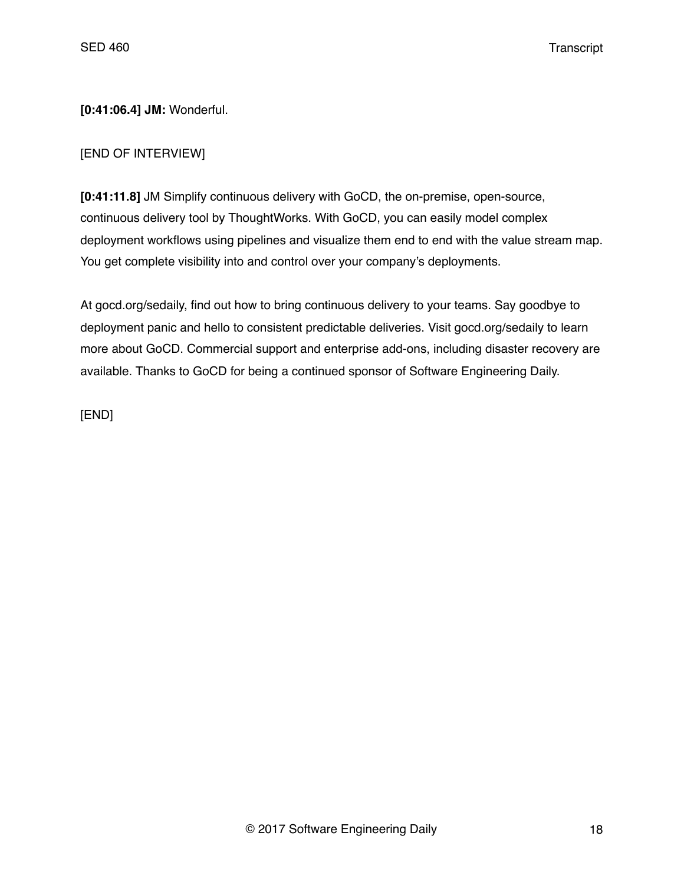**[0:41:06.4] JM:** Wonderful.

[END OF INTERVIEW]

**[0:41:11.8]** JM Simplify continuous delivery with GoCD, the on-premise, open-source, continuous delivery tool by ThoughtWorks. With GoCD, you can easily model complex deployment workflows using pipelines and visualize them end to end with the value stream map. You get complete visibility into and control over your company's deployments.

At gocd.org/sedaily, find out how to bring continuous delivery to your teams. Say goodbye to deployment panic and hello to consistent predictable deliveries. Visit gocd.org/sedaily to learn more about GoCD. Commercial support and enterprise add-ons, including disaster recovery are available. Thanks to GoCD for being a continued sponsor of Software Engineering Daily.

[END]